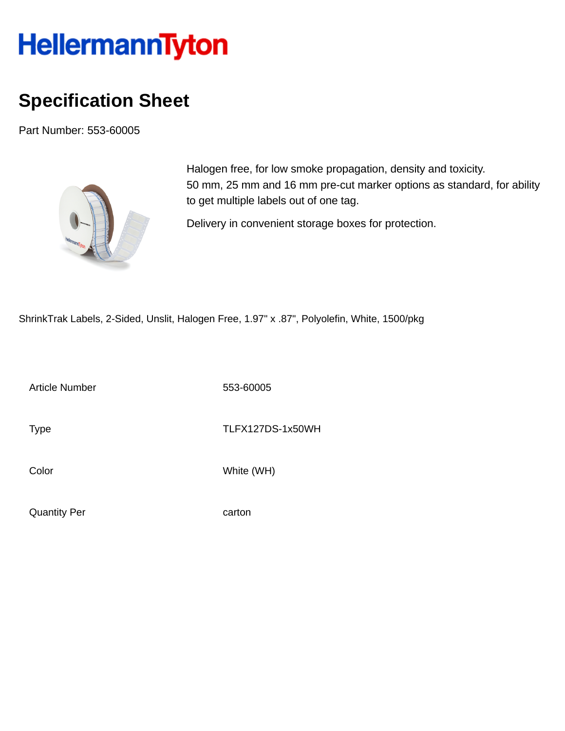# HellermannTyton

## Specification Sheet

Part Number: 553-60005

Halogen free, for low smoke propagation, density and toxicity.
50 mm, 25 mm and 16 mm pre-cut marker options as standard, for ability to get multiple labels out of one tag.

Delivery in convenient storage boxes for protection.

ShrinkTrak Labels, 2-Sided, Unslit, Halogen Free, 1.97" x .87", Polyolefin, White, 1500/pkg

| | |
|---|---|
| Article Number | 553-60005 |
| Type | TLFX127DS-1x50WH |
| Color | White (WH) |
| Quantity Per | carton |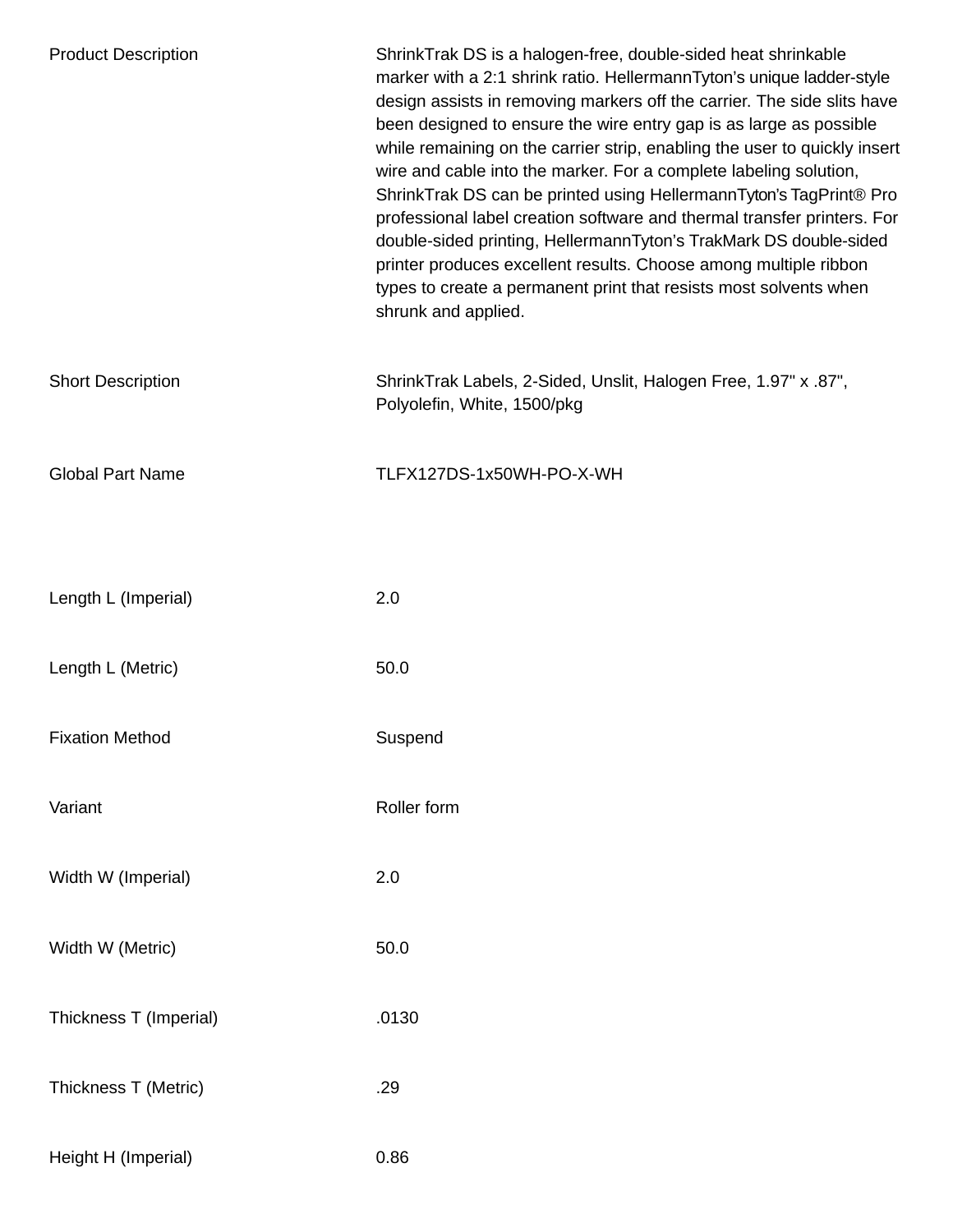| | |
|---|---|
| Product Description | ShrinkTrak DS is a halogen-free, double-sided heat shrinkable marker with a 2:1 shrink ratio. HellermannTyton's unique ladder-style design assists in removing markers off the carrier. The side slits have been designed to ensure the wire entry gap is as large as possible while remaining on the carrier strip, enabling the user to quickly insert wire and cable into the marker. For a complete labeling solution, ShrinkTrak DS can be printed using HellermannTyton's TagPrint® Pro professional label creation software and thermal transfer printers. For double-sided printing, HellermannTyton's TrakMark DS double-sided printer produces excellent results. Choose among multiple ribbon types to create a permanent print that resists most solvents when shrunk and applied. |
| Short Description | ShrinkTrak Labels, 2-Sided, Unslit, Halogen Free, 1.97" x .87", Polyolefin, White, 1500/pkg |
| Global Part Name | TLFX127DS-1x50WH-PO-X-WH |
| Length L (Imperial) | 2.0 |
| Length L (Metric) | 50.0 |
| Fixation Method | Suspend |
| Variant | Roller form |
| Width W (Imperial) | 2.0 |
| Width W (Metric) | 50.0 |
| Thickness T (Imperial) | .0130 |
| Thickness T (Metric) | .29 |
| Height H (Imperial) | 0.86 |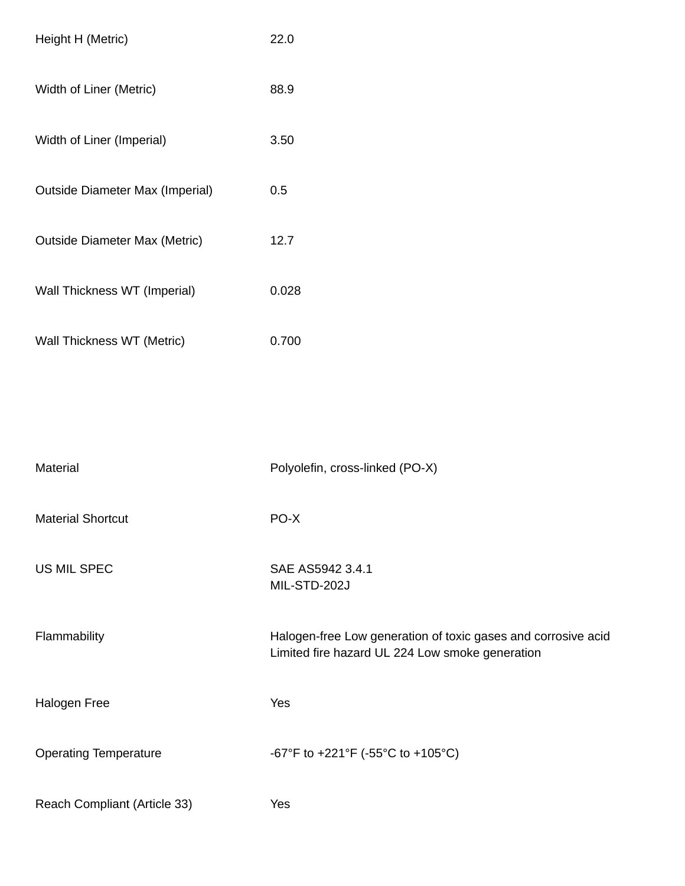| | |
|---|---|
| Height H (Metric) | 22.0 |
| Width of Liner (Metric) | 88.9 |
| Width of Liner (Imperial) | 3.50 |
| Outside Diameter Max (Imperial) | 0.5 |
| Outside Diameter Max (Metric) | 12.7 |
| Wall Thickness WT (Imperial) | 0.028 |
| Wall Thickness WT (Metric) | 0.700 |

| | |
|---|---|
| Material | Polyolefin, cross-linked (PO-X) |
| Material Shortcut | PO-X |
| US MIL SPEC | SAE AS5942 3.4.1<br>MIL-STD-202J |
| Flammability | Halogen-free Low generation of toxic gases and corrosive acid Limited fire hazard UL 224 Low smoke generation |
| Halogen Free | Yes |
| Operating Temperature | -67°F to +221°F (-55°C to +105°C) |
| Reach Compliant (Article 33) | Yes |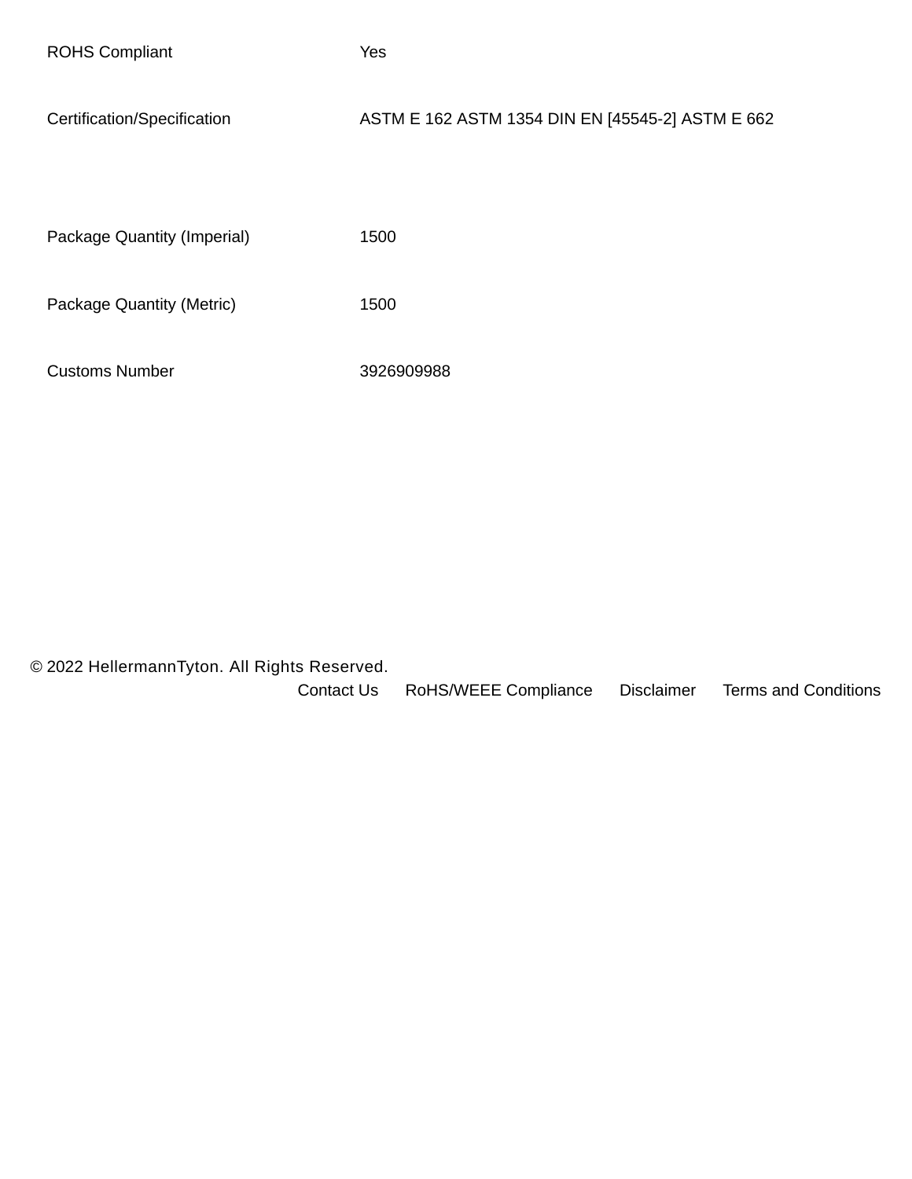| | |
|---|---|
| ROHS Compliant | Yes |
| Certification/Specification | ASTM E 162 ASTM 1354 DIN EN [45545-2] ASTM E 662 |
| Package Quantity (Imperial) | 1500 |
| Package Quantity (Metric) | 1500 |
| Customs Number | 3926909988 |

© 2022 HellermannTyton. All Rights Reserved.

Contact Us RoHS/WEEE Compliance Disclaimer Terms and Conditions